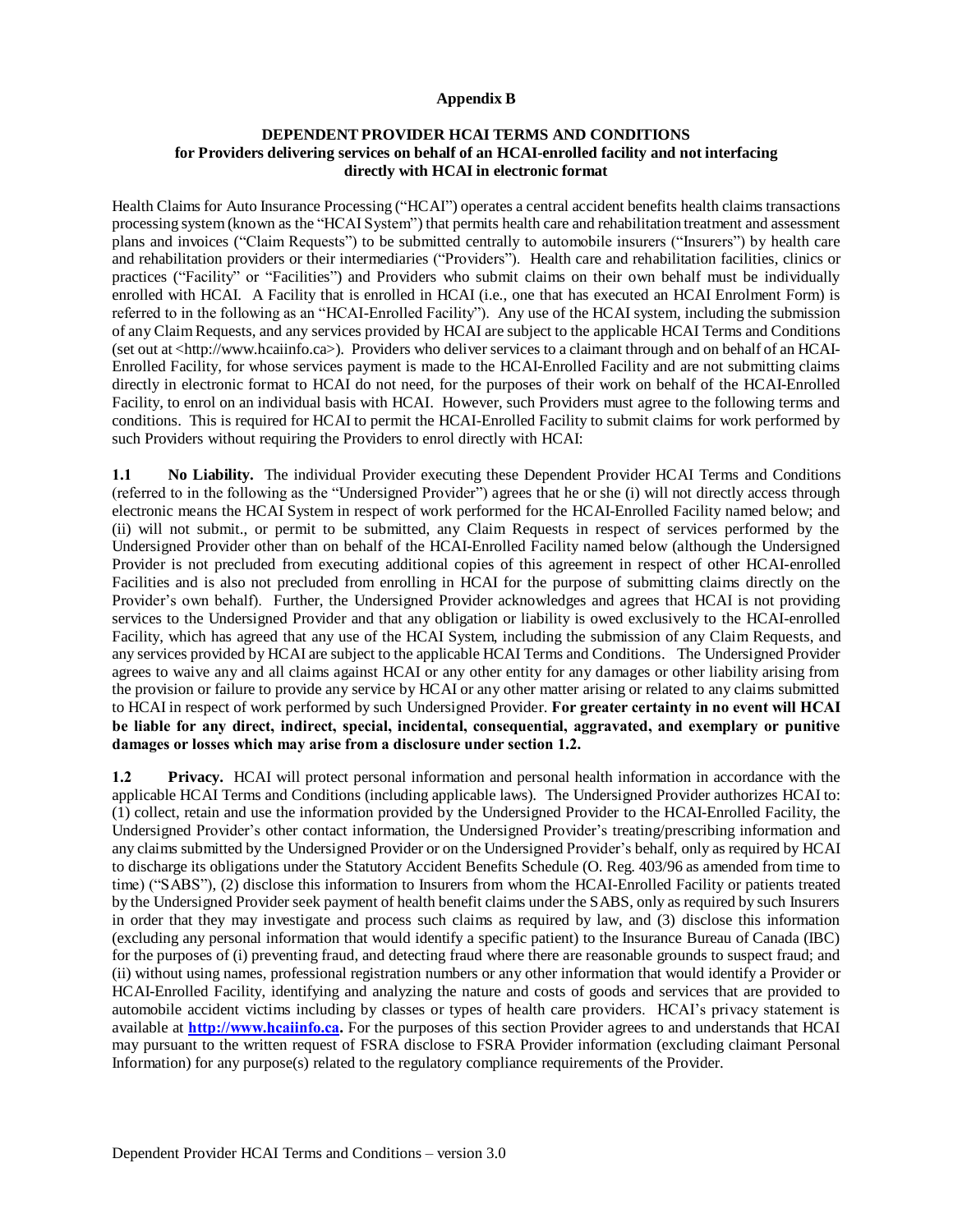**Appendix B**

**DEPENDENT PROVIDER HCAI TERMS AND CONDITIONS**
**for Providers delivering services on behalf of an HCAI-enrolled facility and not interfacing directly with HCAI in electronic format**

Health Claims for Auto Insurance Processing ("HCAI") operates a central accident benefits health claims transactions processing system (known as the "HCAI System") that permits health care and rehabilitation treatment and assessment plans and invoices ("Claim Requests") to be submitted centrally to automobile insurers ("Insurers") by health care and rehabilitation providers or their intermediaries ("Providers"). Health care and rehabilitation facilities, clinics or practices ("Facility" or "Facilities") and Providers who submit claims on their own behalf must be individually enrolled with HCAI. A Facility that is enrolled in HCAI (i.e., one that has executed an HCAI Enrolment Form) is referred to in the following as an "HCAI-Enrolled Facility"). Any use of the HCAI system, including the submission of any Claim Requests, and any services provided by HCAI are subject to the applicable HCAI Terms and Conditions (set out at <http://www.hcaiinfo.ca>). Providers who deliver services to a claimant through and on behalf of an HCAI-Enrolled Facility, for whose services payment is made to the HCAI-Enrolled Facility and are not submitting claims directly in electronic format to HCAI do not need, for the purposes of their work on behalf of the HCAI-Enrolled Facility, to enrol on an individual basis with HCAI. However, such Providers must agree to the following terms and conditions. This is required for HCAI to permit the HCAI-Enrolled Facility to submit claims for work performed by such Providers without requiring the Providers to enrol directly with HCAI:

**1.1 No Liability.** The individual Provider executing these Dependent Provider HCAI Terms and Conditions (referred to in the following as the "Undersigned Provider") agrees that he or she (i) will not directly access through electronic means the HCAI System in respect of work performed for the HCAI-Enrolled Facility named below; and (ii) will not submit., or permit to be submitted, any Claim Requests in respect of services performed by the Undersigned Provider other than on behalf of the HCAI-Enrolled Facility named below (although the Undersigned Provider is not precluded from executing additional copies of this agreement in respect of other HCAI-enrolled Facilities and is also not precluded from enrolling in HCAI for the purpose of submitting claims directly on the Provider's own behalf). Further, the Undersigned Provider acknowledges and agrees that HCAI is not providing services to the Undersigned Provider and that any obligation or liability is owed exclusively to the HCAI-enrolled Facility, which has agreed that any use of the HCAI System, including the submission of any Claim Requests, and any services provided by HCAI are subject to the applicable HCAI Terms and Conditions. The Undersigned Provider agrees to waive any and all claims against HCAI or any other entity for any damages or other liability arising from the provision or failure to provide any service by HCAI or any other matter arising or related to any claims submitted to HCAI in respect of work performed by such Undersigned Provider. **For greater certainty in no event will HCAI be liable for any direct, indirect, special, incidental, consequential, aggravated, and exemplary or punitive damages or losses which may arise from a disclosure under section 1.2.**

**1.2 Privacy.** HCAI will protect personal information and personal health information in accordance with the applicable HCAI Terms and Conditions (including applicable laws). The Undersigned Provider authorizes HCAI to: (1) collect, retain and use the information provided by the Undersigned Provider to the HCAI-Enrolled Facility, the Undersigned Provider's other contact information, the Undersigned Provider's treating/prescribing information and any claims submitted by the Undersigned Provider or on the Undersigned Provider's behalf, only as required by HCAI to discharge its obligations under the Statutory Accident Benefits Schedule (O. Reg. 403/96 as amended from time to time) ("SABS"), (2) disclose this information to Insurers from whom the HCAI-Enrolled Facility or patients treated by the Undersigned Provider seek payment of health benefit claims under the SABS, only as required by such Insurers in order that they may investigate and process such claims as required by law, and (3) disclose this information (excluding any personal information that would identify a specific patient) to the Insurance Bureau of Canada (IBC) for the purposes of (i) preventing fraud, and detecting fraud where there are reasonable grounds to suspect fraud; and (ii) without using names, professional registration numbers or any other information that would identify a Provider or HCAI-Enrolled Facility, identifying and analyzing the nature and costs of goods and services that are provided to automobile accident victims including by classes or types of health care providers. HCAI's privacy statement is available at **[http://www.hcaiinfo.ca](http://www.hcaiinfo.ca).** For the purposes of this section Provider agrees to and understands that HCAI may pursuant to the written request of FSRA disclose to FSRA Provider information (excluding claimant Personal Information) for any purpose(s) related to the regulatory compliance requirements of the Provider.

Dependent Provider HCAI Terms and Conditions – version 3.0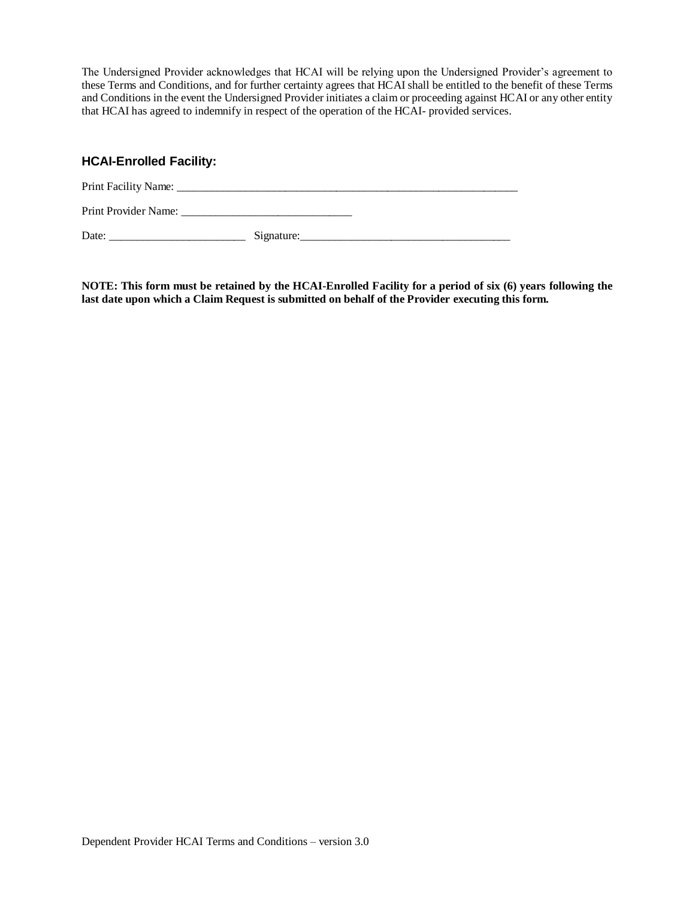The Undersigned Provider acknowledges that HCAI will be relying upon the Undersigned Provider's agreement to these Terms and Conditions, and for further certainty agrees that HCAI shall be entitled to the benefit of these Terms and Conditions in the event the Undersigned Provider initiates a claim or proceeding against HCAI or any other entity that HCAI has agreed to indemnify in respect of the operation of the HCAI- provided services.

### HCAI-Enrolled Facility:

Print Facility Name: ____________________________________________________________

Print Provider Name: ______________________________

Date: ________________________ Signature:_____________________________________

**NOTE: This form must be retained by the HCAI-Enrolled Facility for a period of six (6) years following the last date upon which a Claim Request is submitted on behalf of the Provider executing this form.**